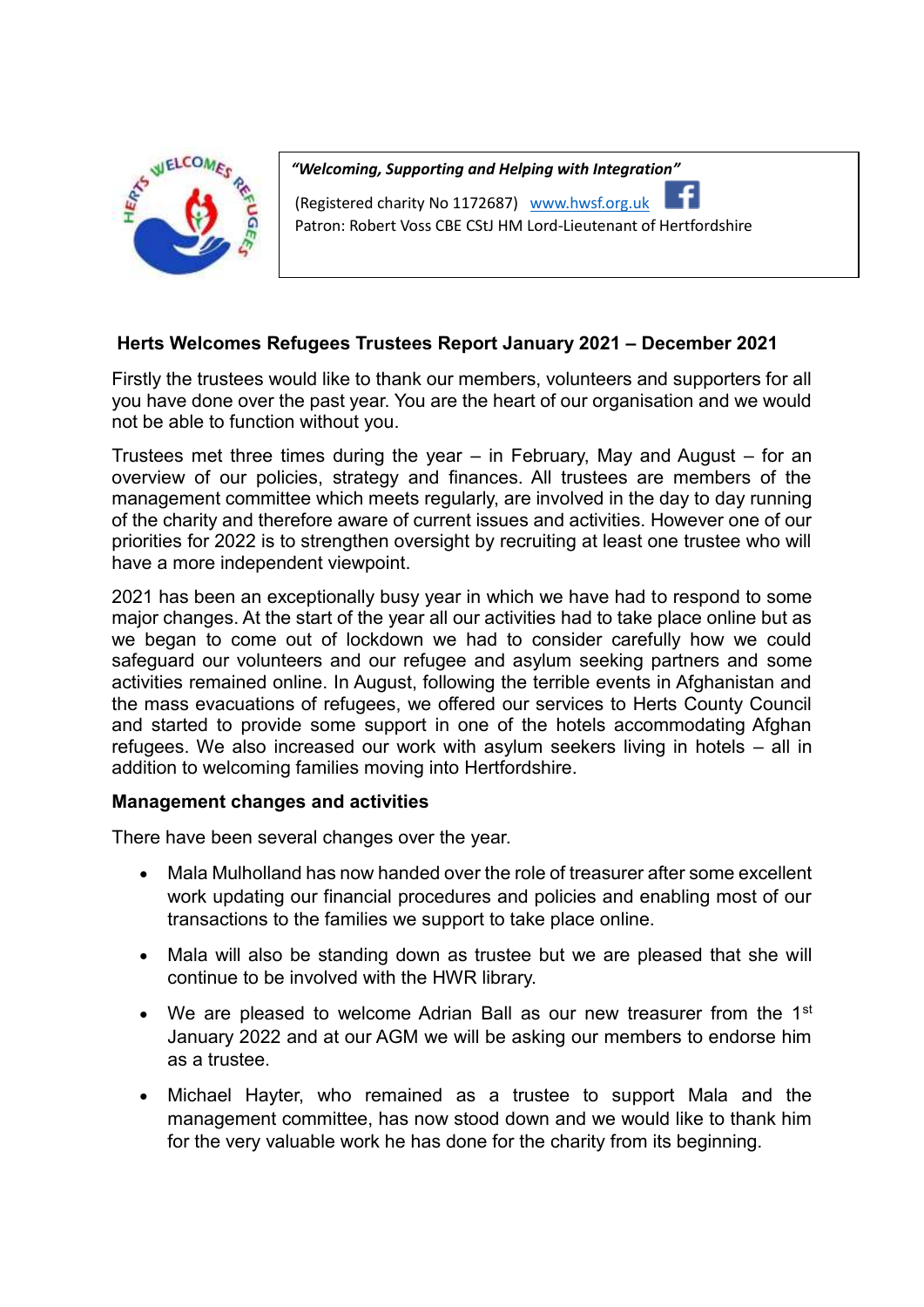*"Welcoming, Supporting and Helping with Integration"*

(Registered charity No 1172687) [www.hwsf.org.uk](http://www.hwsf.org.uk)

Patron: Robert Voss CBE CStJ HM Lord-Lieutenant of Hertfordshire

## Herts Welcomes Refugees Trustees Report January 2021 – December 2021

Firstly the trustees would like to thank our members, volunteers and supporters for all you have done over the past year. You are the heart of our organisation and we would not be able to function without you.

Trustees met three times during the year – in February, May and August – for an overview of our policies, strategy and finances. All trustees are members of the management committee which meets regularly, are involved in the day to day running of the charity and therefore aware of current issues and activities. However one of our priorities for 2022 is to strengthen oversight by recruiting at least one trustee who will have a more independent viewpoint.

2021 has been an exceptionally busy year in which we have had to respond to some major changes. At the start of the year all our activities had to take place online but as we began to come out of lockdown we had to consider carefully how we could safeguard our volunteers and our refugee and asylum seeking partners and some activities remained online. In August, following the terrible events in Afghanistan and the mass evacuations of refugees, we offered our services to Herts County Council and started to provide some support in one of the hotels accommodating Afghan refugees. We also increased our work with asylum seekers living in hotels – all in addition to welcoming families moving into Hertfordshire.

### Management changes and activities

There have been several changes over the year.

- Mala Mulholland has now handed over the role of treasurer after some excellent work updating our financial procedures and policies and enabling most of our transactions to the families we support to take place online.
- Mala will also be standing down as trustee but we are pleased that she will continue to be involved with the HWR library.
- We are pleased to welcome Adrian Ball as our new treasurer from the 1st January 2022 and at our AGM we will be asking our members to endorse him as a trustee.
- Michael Hayter, who remained as a trustee to support Mala and the management committee, has now stood down and we would like to thank him for the very valuable work he has done for the charity from its beginning.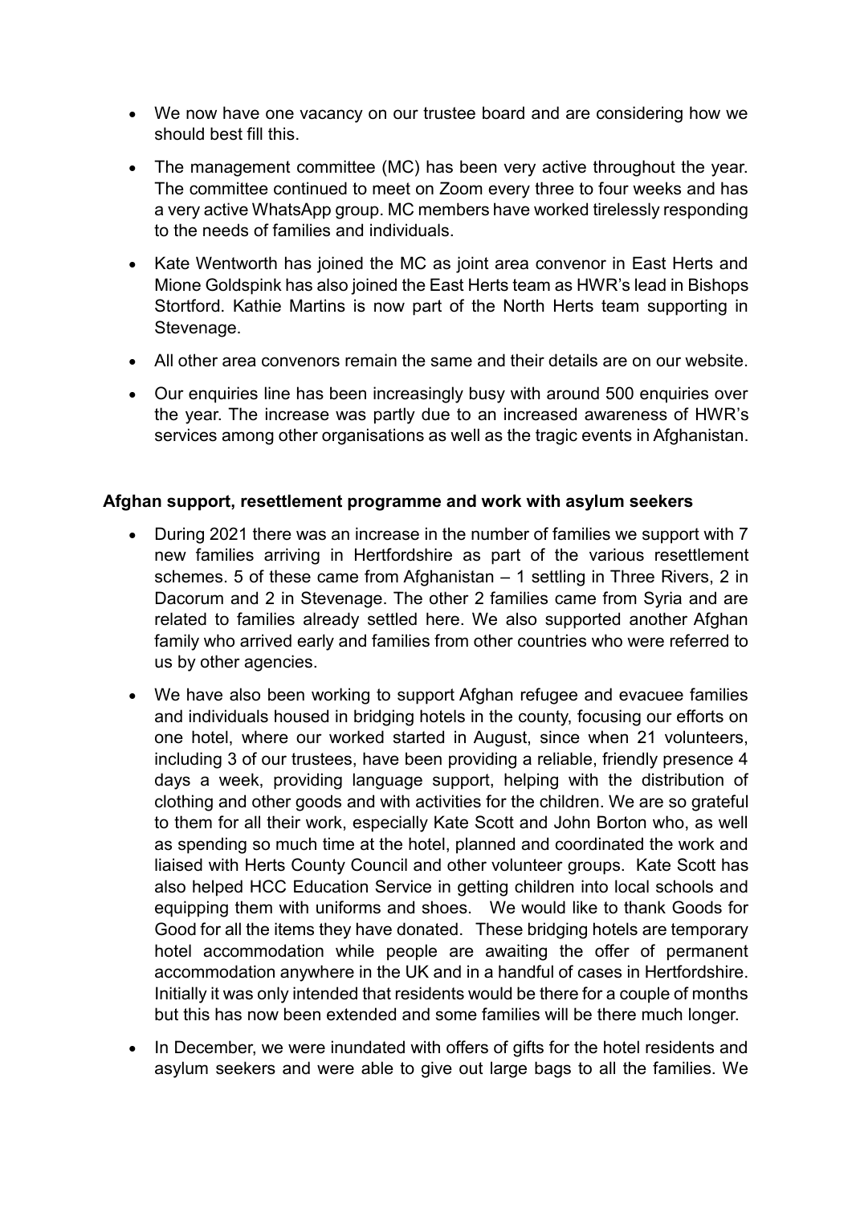- We now have one vacancy on our trustee board and are considering how we should best fill this.
- The management committee (MC) has been very active throughout the year. The committee continued to meet on Zoom every three to four weeks and has a very active WhatsApp group. MC members have worked tirelessly responding to the needs of families and individuals.
- Kate Wentworth has joined the MC as joint area convenor in East Herts and Mione Goldspink has also joined the East Herts team as HWR's lead in Bishops Stortford. Kathie Martins is now part of the North Herts team supporting in Stevenage.
- All other area convenors remain the same and their details are on our website.
- Our enquiries line has been increasingly busy with around 500 enquiries over the year. The increase was partly due to an increased awareness of HWR's services among other organisations as well as the tragic events in Afghanistan.

**Afghan support, resettlement programme and work with asylum seekers**

- During 2021 there was an increase in the number of families we support with 7 new families arriving in Hertfordshire as part of the various resettlement schemes. 5 of these came from Afghanistan – 1 settling in Three Rivers, 2 in Dacorum and 2 in Stevenage. The other 2 families came from Syria and are related to families already settled here. We also supported another Afghan family who arrived early and families from other countries who were referred to us by other agencies.
- We have also been working to support Afghan refugee and evacuee families and individuals housed in bridging hotels in the county, focusing our efforts on one hotel, where our worked started in August, since when 21 volunteers, including 3 of our trustees, have been providing a reliable, friendly presence 4 days a week, providing language support, helping with the distribution of clothing and other goods and with activities for the children. We are so grateful to them for all their work, especially Kate Scott and John Borton who, as well as spending so much time at the hotel, planned and coordinated the work and liaised with Herts County Council and other volunteer groups. Kate Scott has also helped HCC Education Service in getting children into local schools and equipping them with uniforms and shoes. We would like to thank Goods for Good for all the items they have donated. These bridging hotels are temporary hotel accommodation while people are awaiting the offer of permanent accommodation anywhere in the UK and in a handful of cases in Hertfordshire. Initially it was only intended that residents would be there for a couple of months but this has now been extended and some families will be there much longer.
- In December, we were inundated with offers of gifts for the hotel residents and asylum seekers and were able to give out large bags to all the families. We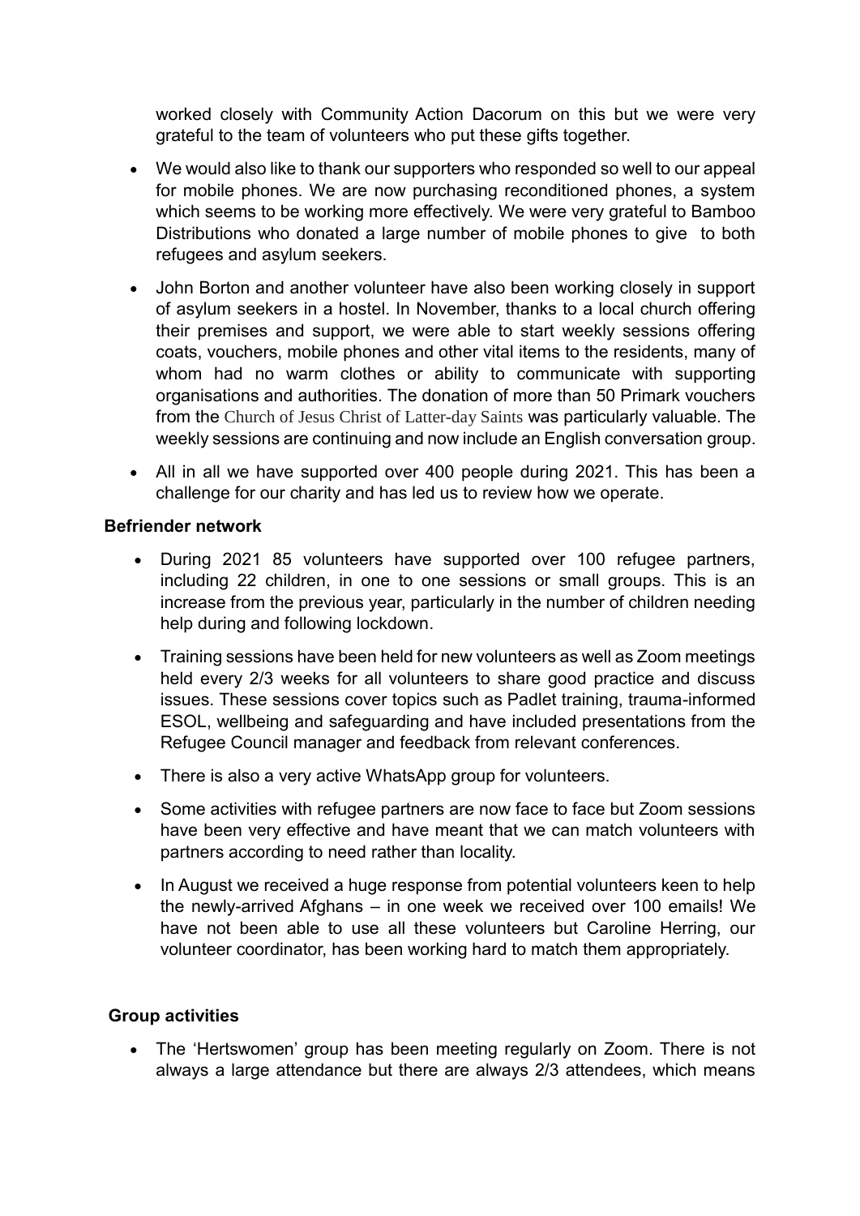worked closely with Community Action Dacorum on this but we were very grateful to the team of volunteers who put these gifts together.

- We would also like to thank our supporters who responded so well to our appeal for mobile phones. We are now purchasing reconditioned phones, a system which seems to be working more effectively. We were very grateful to Bamboo Distributions who donated a large number of mobile phones to give to both refugees and asylum seekers.
- John Borton and another volunteer have also been working closely in support of asylum seekers in a hostel. In November, thanks to a local church offering their premises and support, we were able to start weekly sessions offering coats, vouchers, mobile phones and other vital items to the residents, many of whom had no warm clothes or ability to communicate with supporting organisations and authorities. The donation of more than 50 Primark vouchers from the Church of Jesus Christ of Latter-day Saints was particularly valuable. The weekly sessions are continuing and now include an English conversation group.
- All in all we have supported over 400 people during 2021. This has been a challenge for our charity and has led us to review how we operate.

**Befriender network**

- During 2021 85 volunteers have supported over 100 refugee partners, including 22 children, in one to one sessions or small groups. This is an increase from the previous year, particularly in the number of children needing help during and following lockdown.
- Training sessions have been held for new volunteers as well as Zoom meetings held every 2/3 weeks for all volunteers to share good practice and discuss issues. These sessions cover topics such as Padlet training, trauma-informed ESOL, wellbeing and safeguarding and have included presentations from the Refugee Council manager and feedback from relevant conferences.
- There is also a very active WhatsApp group for volunteers.
- Some activities with refugee partners are now face to face but Zoom sessions have been very effective and have meant that we can match volunteers with partners according to need rather than locality.
- In August we received a huge response from potential volunteers keen to help the newly-arrived Afghans – in one week we received over 100 emails! We have not been able to use all these volunteers but Caroline Herring, our volunteer coordinator, has been working hard to match them appropriately.

**Group activities**

- The 'Hertswomen' group has been meeting regularly on Zoom. There is not always a large attendance but there are always 2/3 attendees, which means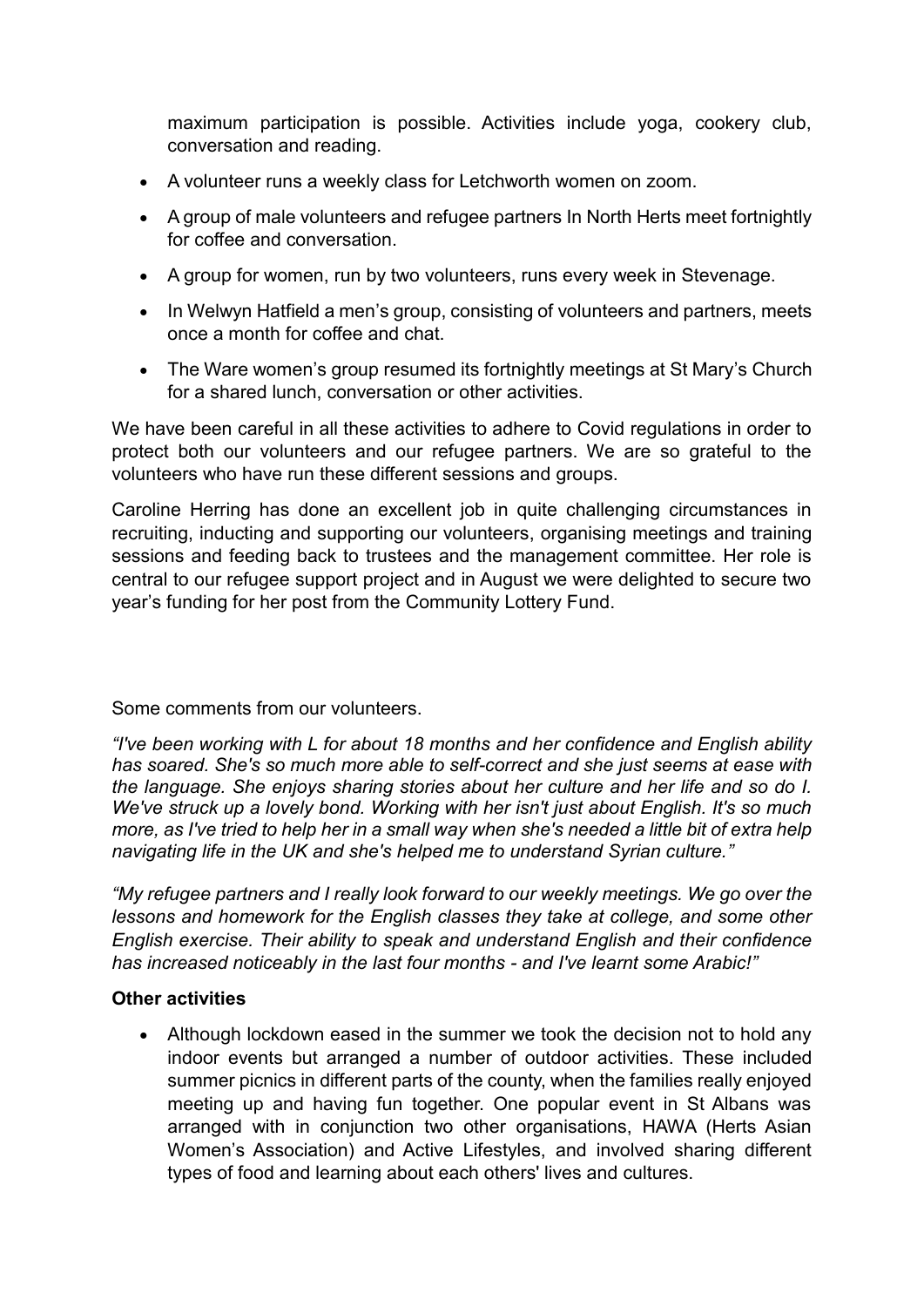maximum participation is possible. Activities include yoga, cookery club, conversation and reading.

- A volunteer runs a weekly class for Letchworth women on zoom.
- A group of male volunteers and refugee partners In North Herts meet fortnightly for coffee and conversation.
- A group for women, run by two volunteers, runs every week in Stevenage.
- In Welwyn Hatfield a men's group, consisting of volunteers and partners, meets once a month for coffee and chat.
- The Ware women's group resumed its fortnightly meetings at St Mary's Church for a shared lunch, conversation or other activities.

We have been careful in all these activities to adhere to Covid regulations in order to protect both our volunteers and our refugee partners. We are so grateful to the volunteers who have run these different sessions and groups.

Caroline Herring has done an excellent job in quite challenging circumstances in recruiting, inducting and supporting our volunteers, organising meetings and training sessions and feeding back to trustees and the management committee. Her role is central to our refugee support project and in August we were delighted to secure two year's funding for her post from the Community Lottery Fund.

Some comments from our volunteers.

*"I've been working with L for about 18 months and her confidence and English ability has soared. She's so much more able to self-correct and she just seems at ease with the language. She enjoys sharing stories about her culture and her life and so do I. We've struck up a lovely bond. Working with her isn't just about English. It's so much more, as I've tried to help her in a small way when she's needed a little bit of extra help navigating life in the UK and she's helped me to understand Syrian culture."*

*"My refugee partners and I really look forward to our weekly meetings. We go over the lessons and homework for the English classes they take at college, and some other English exercise. Their ability to speak and understand English and their confidence has increased noticeably in the last four months - and I've learnt some Arabic!"*

**Other activities**

- Although lockdown eased in the summer we took the decision not to hold any indoor events but arranged a number of outdoor activities. These included summer picnics in different parts of the county, when the families really enjoyed meeting up and having fun together. One popular event in St Albans was arranged with in conjunction two other organisations, HAWA (Herts Asian Women's Association) and Active Lifestyles, and involved sharing different types of food and learning about each others' lives and cultures.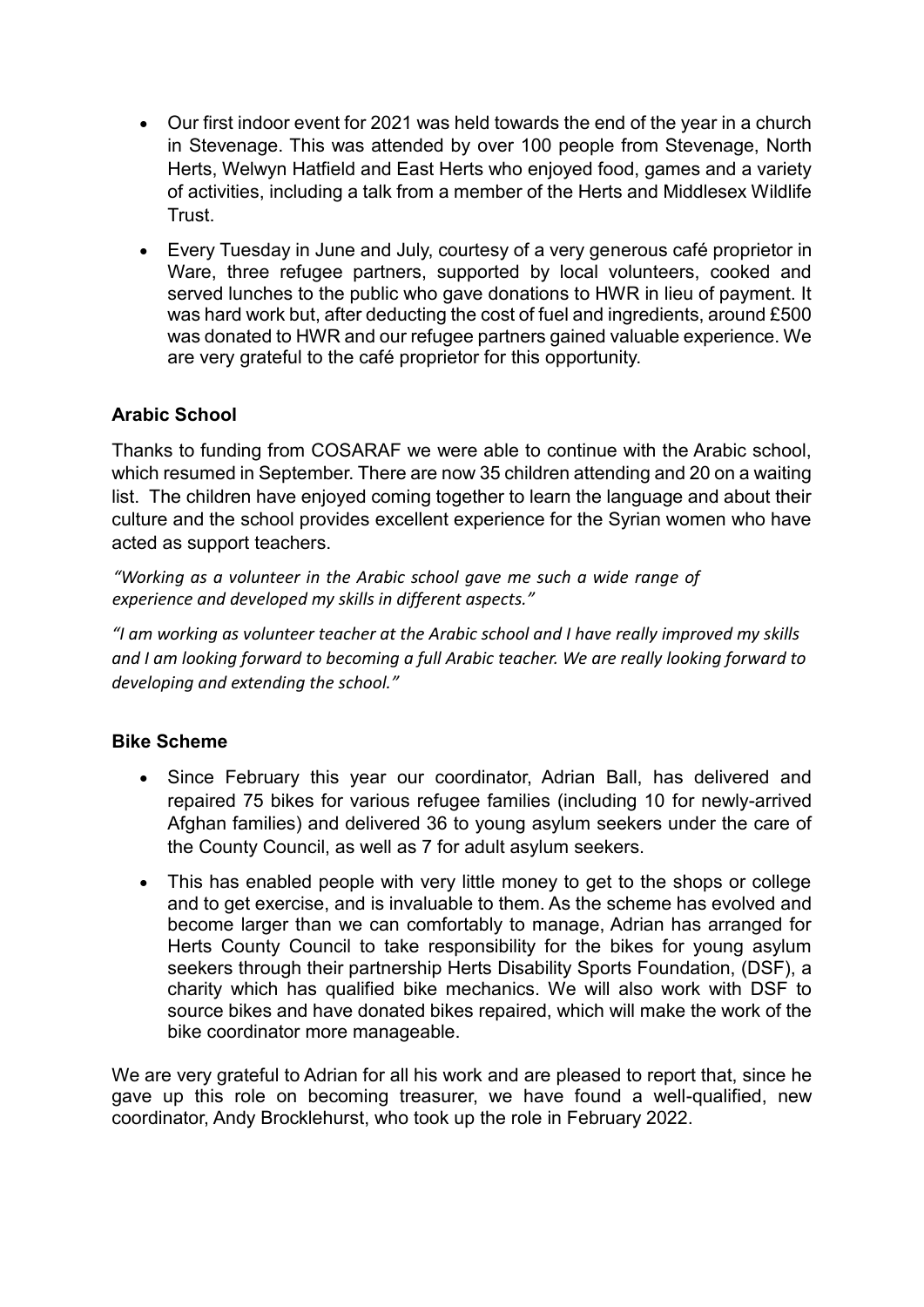- Our first indoor event for 2021 was held towards the end of the year in a church in Stevenage. This was attended by over 100 people from Stevenage, North Herts, Welwyn Hatfield and East Herts who enjoyed food, games and a variety of activities, including a talk from a member of the Herts and Middlesex Wildlife Trust.
- Every Tuesday in June and July, courtesy of a very generous café proprietor in Ware, three refugee partners, supported by local volunteers, cooked and served lunches to the public who gave donations to HWR in lieu of payment. It was hard work but, after deducting the cost of fuel and ingredients, around £500 was donated to HWR and our refugee partners gained valuable experience. We are very grateful to the café proprietor for this opportunity.

**Arabic School**

Thanks to funding from COSARAF we were able to continue with the Arabic school, which resumed in September. There are now 35 children attending and 20 on a waiting list. The children have enjoyed coming together to learn the language and about their culture and the school provides excellent experience for the Syrian women who have acted as support teachers.

*"Working as a volunteer in the Arabic school gave me such a wide range of experience and developed my skills in different aspects."*

*"I am working as volunteer teacher at the Arabic school and I have really improved my skills and I am looking forward to becoming a full Arabic teacher. We are really looking forward to developing and extending the school."*

**Bike Scheme**

- Since February this year our coordinator, Adrian Ball, has delivered and repaired 75 bikes for various refugee families (including 10 for newly-arrived Afghan families) and delivered 36 to young asylum seekers under the care of the County Council, as well as 7 for adult asylum seekers.
- This has enabled people with very little money to get to the shops or college and to get exercise, and is invaluable to them. As the scheme has evolved and become larger than we can comfortably to manage, Adrian has arranged for Herts County Council to take responsibility for the bikes for young asylum seekers through their partnership Herts Disability Sports Foundation, (DSF), a charity which has qualified bike mechanics. We will also work with DSF to source bikes and have donated bikes repaired, which will make the work of the bike coordinator more manageable.

We are very grateful to Adrian for all his work and are pleased to report that, since he gave up this role on becoming treasurer, we have found a well-qualified, new coordinator, Andy Brocklehurst, who took up the role in February 2022.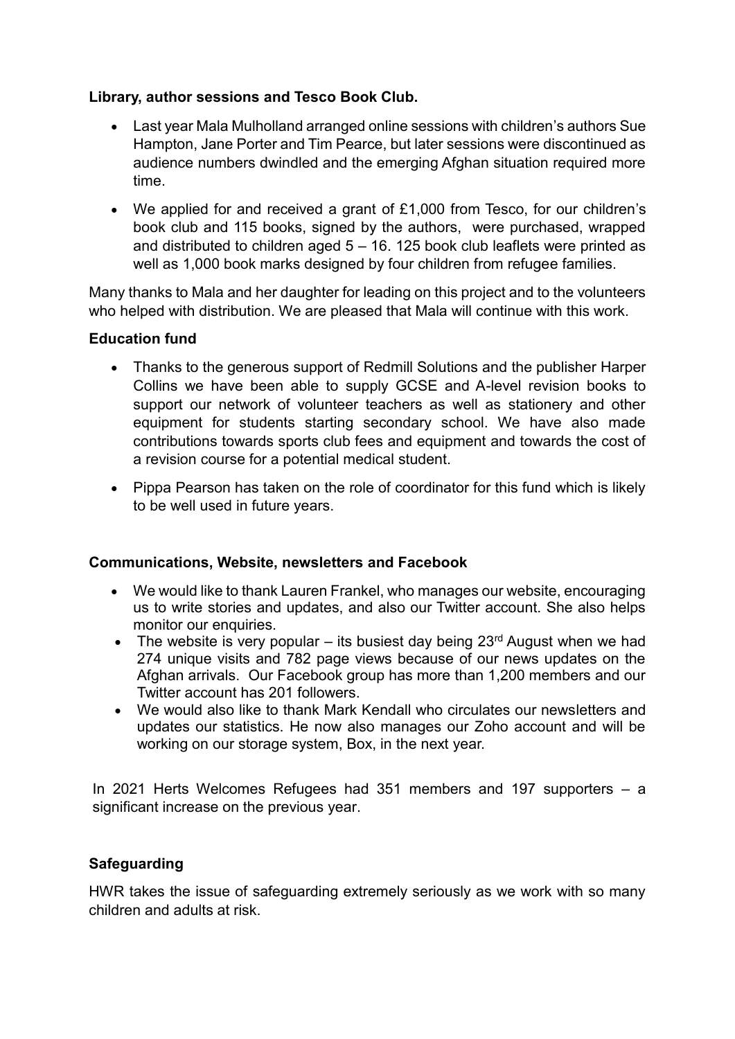**Library, author sessions and Tesco Book Club.**

- Last year Mala Mulholland arranged online sessions with children's authors Sue Hampton, Jane Porter and Tim Pearce, but later sessions were discontinued as audience numbers dwindled and the emerging Afghan situation required more time.
- We applied for and received a grant of £1,000 from Tesco, for our children's book club and 115 books, signed by the authors, were purchased, wrapped and distributed to children aged 5 – 16. 125 book club leaflets were printed as well as 1,000 book marks designed by four children from refugee families.

Many thanks to Mala and her daughter for leading on this project and to the volunteers who helped with distribution. We are pleased that Mala will continue with this work.

**Education fund**

- Thanks to the generous support of Redmill Solutions and the publisher Harper Collins we have been able to supply GCSE and A-level revision books to support our network of volunteer teachers as well as stationery and other equipment for students starting secondary school. We have also made contributions towards sports club fees and equipment and towards the cost of a revision course for a potential medical student.
- Pippa Pearson has taken on the role of coordinator for this fund which is likely to be well used in future years.

**Communications, Website, newsletters and Facebook**

- We would like to thank Lauren Frankel, who manages our website, encouraging us to write stories and updates, and also our Twitter account. She also helps monitor our enquiries.
- The website is very popular – its busiest day being 23rd August when we had 274 unique visits and 782 page views because of our news updates on the Afghan arrivals. Our Facebook group has more than 1,200 members and our Twitter account has 201 followers.
- We would also like to thank Mark Kendall who circulates our newsletters and updates our statistics. He now also manages our Zoho account and will be working on our storage system, Box, in the next year.

In 2021 Herts Welcomes Refugees had 351 members and 197 supporters – a significant increase on the previous year.

**Safeguarding**

HWR takes the issue of safeguarding extremely seriously as we work with so many children and adults at risk.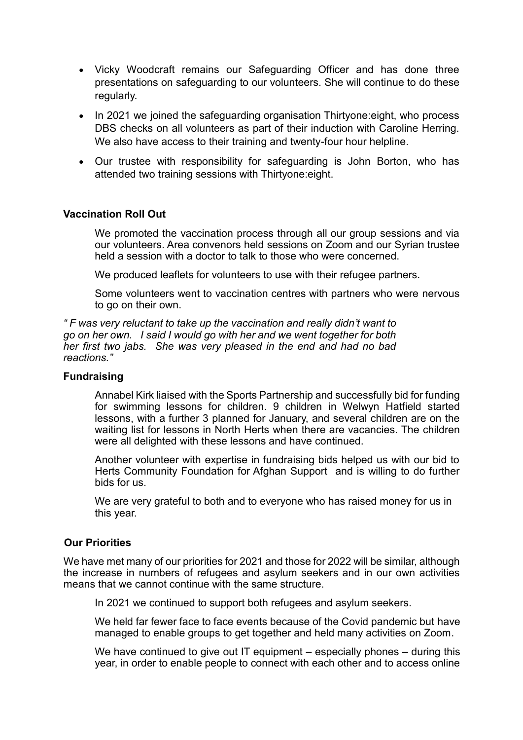- Vicky Woodcraft remains our Safeguarding Officer and has done three presentations on safeguarding to our volunteers. She will continue to do these regularly.
- In 2021 we joined the safeguarding organisation Thirtyone:eight, who process DBS checks on all volunteers as part of their induction with Caroline Herring. We also have access to their training and twenty-four hour helpline.
- Our trustee with responsibility for safeguarding is John Borton, who has attended two training sessions with Thirtyone:eight.

**Vaccination Roll Out**

We promoted the vaccination process through all our group sessions and via our volunteers. Area convenors held sessions on Zoom and our Syrian trustee held a session with a doctor to talk to those who were concerned.

We produced leaflets for volunteers to use with their refugee partners.

Some volunteers went to vaccination centres with partners who were nervous to go on their own.

*" F was very reluctant to take up the vaccination and really didn't want to go on her own. I said I would go with her and we went together for both her first two jabs. She was very pleased in the end and had no bad reactions."*

**Fundraising**

Annabel Kirk liaised with the Sports Partnership and successfully bid for funding for swimming lessons for children. 9 children in Welwyn Hatfield started lessons, with a further 3 planned for January, and several children are on the waiting list for lessons in North Herts when there are vacancies. The children were all delighted with these lessons and have continued.

Another volunteer with expertise in fundraising bids helped us with our bid to Herts Community Foundation for Afghan Support and is willing to do further bids for us.

We are very grateful to both and to everyone who has raised money for us in this year.

**Our Priorities**

We have met many of our priorities for 2021 and those for 2022 will be similar, although the increase in numbers of refugees and asylum seekers and in our own activities means that we cannot continue with the same structure.

In 2021 we continued to support both refugees and asylum seekers.

We held far fewer face to face events because of the Covid pandemic but have managed to enable groups to get together and held many activities on Zoom.

We have continued to give out IT equipment – especially phones – during this year, in order to enable people to connect with each other and to access online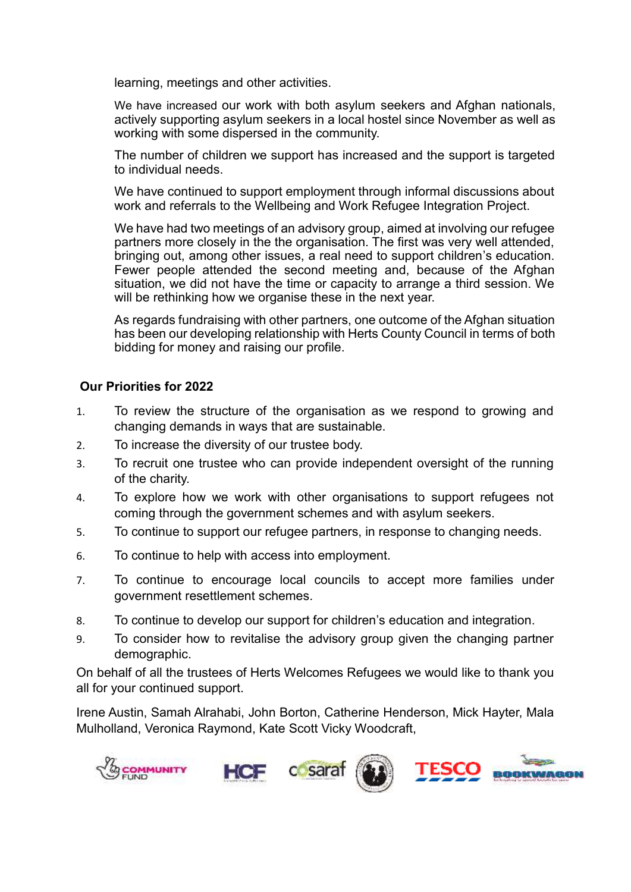learning, meetings and other activities.

We have increased our work with both asylum seekers and Afghan nationals, actively supporting asylum seekers in a local hostel since November as well as working with some dispersed in the community.

The number of children we support has increased and the support is targeted to individual needs.

We have continued to support employment through informal discussions about work and referrals to the Wellbeing and Work Refugee Integration Project.

We have had two meetings of an advisory group, aimed at involving our refugee partners more closely in the the organisation. The first was very well attended, bringing out, among other issues, a real need to support children's education. Fewer people attended the second meeting and, because of the Afghan situation, we did not have the time or capacity to arrange a third session. We will be rethinking how we organise these in the next year.

As regards fundraising with other partners, one outcome of the Afghan situation has been our developing relationship with Herts County Council in terms of both bidding for money and raising our profile.

**Our Priorities for 2022**

1. To review the structure of the organisation as we respond to growing and changing demands in ways that are sustainable.
2. To increase the diversity of our trustee body.
3. To recruit one trustee who can provide independent oversight of the running of the charity.
4. To explore how we work with other organisations to support refugees not coming through the government schemes and with asylum seekers.
5. To continue to support our refugee partners, in response to changing needs.
6. To continue to help with access into employment.
7. To continue to encourage local councils to accept more families under government resettlement schemes.
8. To continue to develop our support for children's education and integration.
9. To consider how to revitalise the advisory group given the changing partner demographic.

On behalf of all the trustees of Herts Welcomes Refugees we would like to thank you all for your continued support.

Irene Austin, Samah Alrahabi, John Borton, Catherine Henderson, Mick Hayter, Mala Mulholland, Veronica Raymond, Kate Scott Vicky Woodcraft,

COMMUNITY FUND HCF cosaraf TESCO BOOKWAGON